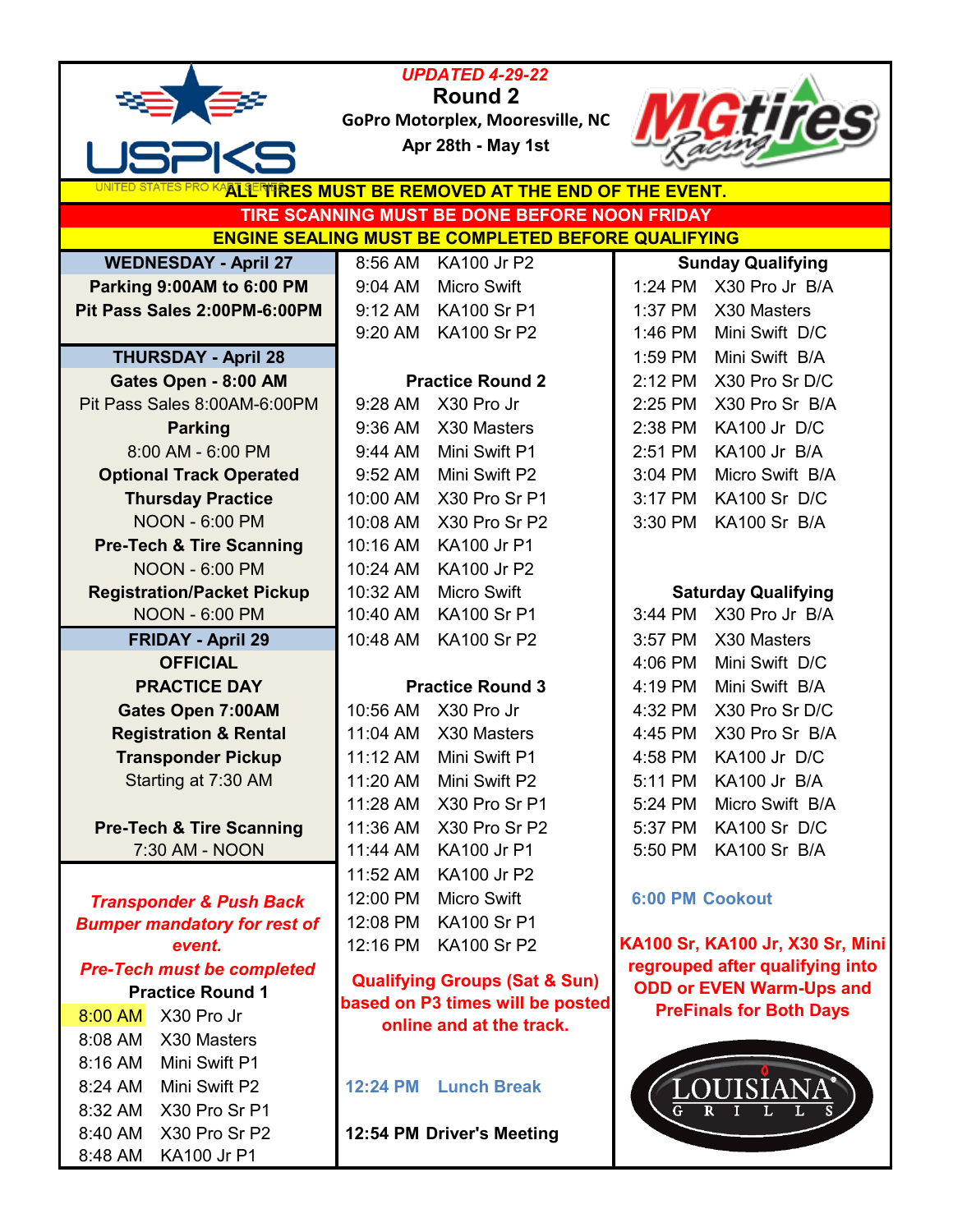**UPDATED 4-29-22**

# Round 2

**GoPro Motorplex, Mooresville, NC**

**Apr 28th - May 1st**

USPKS — UNITED STATES PRO KART SERIES

MGtires Racing

**ALL TIRES MUST BE REMOVED AT THE END OF THE EVENT.**

**TIRE SCANNING MUST BE DONE BEFORE NOON FRIDAY**

**ENGINE SEALING MUST BE COMPLETED BEFORE QUALIFYING**

## WEDNESDAY - April 27

**Parking 9:00AM to 6:00 PM**

**Pit Pass Sales 2:00PM-6:00PM**

## THURSDAY - April 28

**Gates Open - 8:00 AM**

Pit Pass Sales 8:00AM-6:00PM

**Parking**

8:00 AM - 6:00 PM

**Optional Track Operated**

**Thursday Practice**

NOON - 6:00 PM

**Pre-Tech & Tire Scanning**

NOON - 6:00 PM

**Registration/Packet Pickup**

NOON - 6:00 PM

## FRIDAY - April 29

**OFFICIAL**

**PRACTICE DAY**

**Gates Open 7:00AM**

**Registration & Rental**

**Transponder Pickup**

Starting at 7:30 AM

**Pre-Tech & Tire Scanning**

7:30 AM - NOON

***Transponder & Push Back Bumper mandatory for rest of event.***

***Pre-Tech must be completed***

### Practice Round 1

| Time | Class |
|---|---|
| 8:00 AM | X30 Pro Jr |
| 8:08 AM | X30 Masters |
| 8:16 AM | Mini Swift P1 |
| 8:24 AM | Mini Swift P2 |
| 8:32 AM | X30 Pro Sr P1 |
| 8:40 AM | X30 Pro Sr P2 |
| 8:48 AM | KA100 Jr P1 |
| 8:56 AM | KA100 Jr P2 |
| 9:04 AM | Micro Swift |
| 9:12 AM | KA100 Sr P1 |
| 9:20 AM | KA100 Sr P2 |

### Practice Round 2

| Time | Class |
|---|---|
| 9:28 AM | X30 Pro Jr |
| 9:36 AM | X30 Masters |
| 9:44 AM | Mini Swift P1 |
| 9:52 AM | Mini Swift P2 |
| 10:00 AM | X30 Pro Sr P1 |
| 10:08 AM | X30 Pro Sr P2 |
| 10:16 AM | KA100 Jr P1 |
| 10:24 AM | KA100 Jr P2 |
| 10:32 AM | Micro Swift |
| 10:40 AM | KA100 Sr P1 |
| 10:48 AM | KA100 Sr P2 |

### Practice Round 3

| Time | Class |
|---|---|
| 10:56 AM | X30 Pro Jr |
| 11:04 AM | X30 Masters |
| 11:12 AM | Mini Swift P1 |
| 11:20 AM | Mini Swift P2 |
| 11:28 AM | X30 Pro Sr P1 |
| 11:36 AM | X30 Pro Sr P2 |
| 11:44 AM | KA100 Jr P1 |
| 11:52 AM | KA100 Jr P2 |
| 12:00 PM | Micro Swift |
| 12:08 PM | KA100 Sr P1 |
| 12:16 PM | KA100 Sr P2 |

**Qualifying Groups (Sat & Sun) based on P3 times will be posted online and at the track.**

**12:24 PM Lunch Break**

**12:54 PM Driver's Meeting**

### Sunday Qualifying

| Time | Class |
|---|---|
| 1:24 PM | X30 Pro Jr B/A |
| 1:37 PM | X30 Masters |
| 1:46 PM | Mini Swift D/C |
| 1:59 PM | Mini Swift B/A |
| 2:12 PM | X30 Pro Sr D/C |
| 2:25 PM | X30 Pro Sr B/A |
| 2:38 PM | KA100 Jr D/C |
| 2:51 PM | KA100 Jr B/A |
| 3:04 PM | Micro Swift B/A |
| 3:17 PM | KA100 Sr D/C |
| 3:30 PM | KA100 Sr B/A |

### Saturday Qualifying

| Time | Class |
|---|---|
| 3:44 PM | X30 Pro Jr B/A |
| 3:57 PM | X30 Masters |
| 4:06 PM | Mini Swift D/C |
| 4:19 PM | Mini Swift B/A |
| 4:32 PM | X30 Pro Sr D/C |
| 4:45 PM | X30 Pro Sr B/A |
| 4:58 PM | KA100 Jr D/C |
| 5:11 PM | KA100 Jr B/A |
| 5:24 PM | Micro Swift B/A |
| 5:37 PM | KA100 Sr D/C |
| 5:50 PM | KA100 Sr B/A |

**6:00 PM Cookout**

**KA100 Sr, KA100 Jr, X30 Sr, Mini regrouped after qualifying into ODD or EVEN Warm-Ups and PreFinals for Both Days**

LOUISIANA GRILLS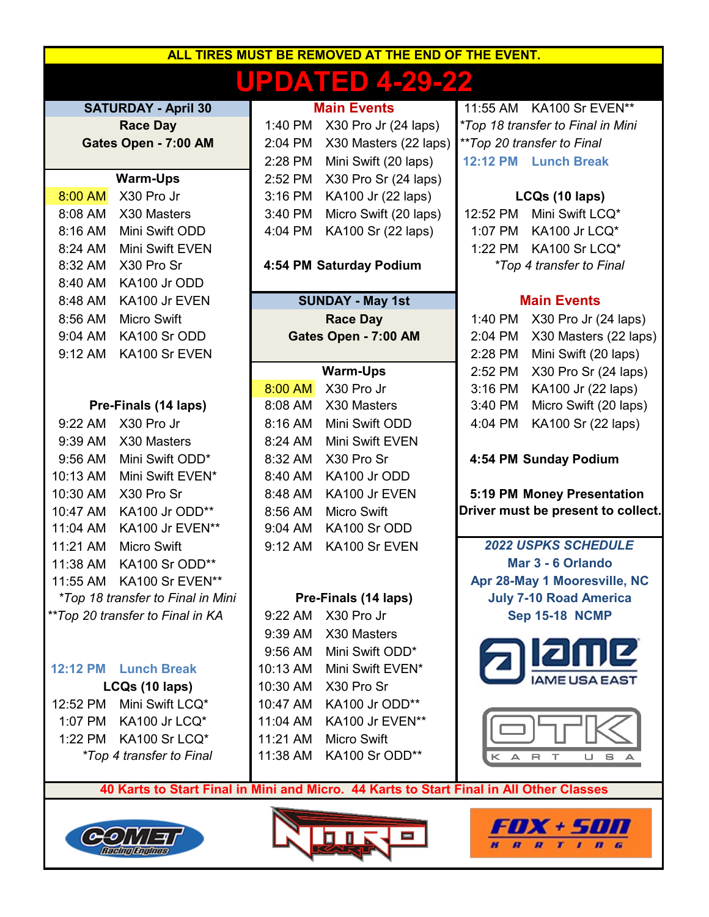**ALL TIRES MUST BE REMOVED AT THE END OF THE EVENT.**

# UPDATED 4-29-22

## SATURDAY - April 30

**Race Day**

**Gates Open - 7:00 AM**

### Warm-Ups

| | |
|---|---|
| 8:00 AM | X30 Pro Jr |
| 8:08 AM | X30 Masters |
| 8:16 AM | Mini Swift ODD |
| 8:24 AM | Mini Swift EVEN |
| 8:32 AM | X30 Pro Sr |
| 8:40 AM | KA100 Jr ODD |
| 8:48 AM | KA100 Jr EVEN |
| 8:56 AM | Micro Swift |
| 9:04 AM | KA100 Sr ODD |
| 9:12 AM | KA100 Sr EVEN |

### Pre-Finals (14 laps)

| | |
|---|---|
| 9:22 AM | X30 Pro Jr |
| 9:39 AM | X30 Masters |
| 9:56 AM | Mini Swift ODD* |
| 10:13 AM | Mini Swift EVEN* |
| 10:30 AM | X30 Pro Sr |
| 10:47 AM | KA100 Jr ODD** |
| 11:04 AM | KA100 Jr EVEN** |
| 11:21 AM | Micro Swift |
| 11:38 AM | KA100 Sr ODD** |
| 11:55 AM | KA100 Sr EVEN** |

*Top 18 transfer to Final in Mini

**Top 20 transfer to Final in KA

**12:12 PM Lunch Break**

### LCQs (10 laps)

| | |
|---|---|
| 12:52 PM | Mini Swift LCQ* |
| 1:07 PM | KA100 Jr LCQ* |
| 1:22 PM | KA100 Sr LCQ* |

*Top 4 transfer to Final

### Main Events

| | |
|---|---|
| 1:40 PM | X30 Pro Jr (24 laps) |
| 2:04 PM | X30 Masters (22 laps) |
| 2:28 PM | Mini Swift (20 laps) |
| 2:52 PM | X30 Pro Sr (24 laps) |
| 3:16 PM | KA100 Jr (22 laps) |
| 3:40 PM | Micro Swift (20 laps) |
| 4:04 PM | KA100 Sr (22 laps) |

**4:54 PM Saturday Podium**

## SUNDAY - May 1st

**Race Day**

**Gates Open - 7:00 AM**

### Warm-Ups

| | |
|---|---|
| 8:00 AM | X30 Pro Jr |
| 8:08 AM | X30 Masters |
| 8:16 AM | Mini Swift ODD |
| 8:24 AM | Mini Swift EVEN |
| 8:32 AM | X30 Pro Sr |
| 8:40 AM | KA100 Jr ODD |
| 8:48 AM | KA100 Jr EVEN |
| 8:56 AM | Micro Swift |
| 9:04 AM | KA100 Sr ODD |
| 9:12 AM | KA100 Sr EVEN |

### Pre-Finals (14 laps)

| | |
|---|---|
| 9:22 AM | X30 Pro Jr |
| 9:39 AM | X30 Masters |
| 9:56 AM | Mini Swift ODD* |
| 10:13 AM | Mini Swift EVEN* |
| 10:30 AM | X30 Pro Sr |
| 10:47 AM | KA100 Jr ODD** |
| 11:04 AM | KA100 Jr EVEN** |
| 11:21 AM | Micro Swift |
| 11:38 AM | KA100 Sr ODD** |
| 11:55 AM | KA100 Sr EVEN** |

*Top 18 transfer to Final in Mini

**Top 20 transfer to Final

**12:12 PM Lunch Break**

### LCQs (10 laps)

| | |
|---|---|
| 12:52 PM | Mini Swift LCQ* |
| 1:07 PM | KA100 Jr LCQ* |
| 1:22 PM | KA100 Sr LCQ* |

*Top 4 transfer to Final

### Main Events

| | |
|---|---|
| 1:40 PM | X30 Pro Jr (24 laps) |
| 2:04 PM | X30 Masters (22 laps) |
| 2:28 PM | Mini Swift (20 laps) |
| 2:52 PM | X30 Pro Sr (24 laps) |
| 3:16 PM | KA100 Jr (22 laps) |
| 3:40 PM | Micro Swift (20 laps) |
| 4:04 PM | KA100 Sr (22 laps) |

**4:54 PM Sunday Podium**

**5:19 PM Money Presentation**

**Driver must be present to collect.**

### *2022 USPKS SCHEDULE*

**Mar 3 - 6 Orlando**

**Apr 28-May 1 Mooresville, NC**

**July 7-10 Road America**

**Sep 15-18 NCMP**

iame IAME USA EAST

OTK KART USA

**40 Karts to Start Final in Mini and Micro. 44 Karts to Start Final in All Other Classes**

COMET Racing Engines

NITRO KART

FOX + SON KARTING